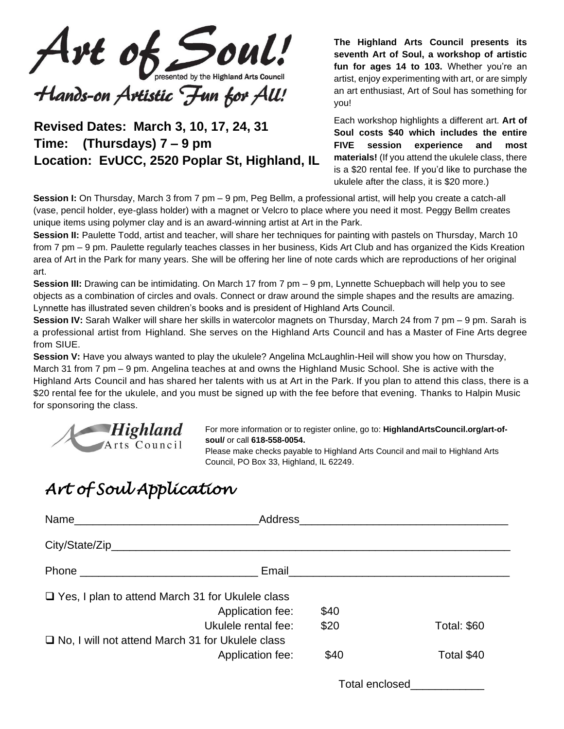# Art of Soul!

presented by the **Highland Arts Council**

## Hands-on Artistic Fun for All!

**Revised Dates: March 3, 10, 17, 24, 31**
**Time: (Thursdays) 7 – 9 pm**
**Location: EvUCC, 2520 Poplar St, Highland, IL**

**The Highland Arts Council presents its seventh Art of Soul, a workshop of artistic fun for ages 14 to 103.** Whether you're an artist, enjoy experimenting with art, or are simply an art enthusiast, Art of Soul has something for you!

Each workshop highlights a different art. **Art of Soul costs $40 which includes the entire FIVE session experience and most materials!** (If you attend the ukulele class, there is a $20 rental fee. If you'd like to purchase the ukulele after the class, it is $20 more.)

**Session I:** On Thursday, March 3 from 7 pm – 9 pm, Peg Bellm, a professional artist, will help you create a catch-all (vase, pencil holder, eye-glass holder) with a magnet or Velcro to place where you need it most. Peggy Bellm creates unique items using polymer clay and is an award-winning artist at Art in the Park.

**Session II:** Paulette Todd, artist and teacher, will share her techniques for painting with pastels on Thursday, March 10 from 7 pm – 9 pm. Paulette regularly teaches classes in her business, Kids Art Club and has organized the Kids Kreation area of Art in the Park for many years. She will be offering her line of note cards which are reproductions of her original art.

**Session III:** Drawing can be intimidating. On March 17 from 7 pm – 9 pm, Lynnette Schuepbach will help you to see objects as a combination of circles and ovals. Connect or draw around the simple shapes and the results are amazing. Lynnette has illustrated seven children's books and is president of Highland Arts Council.

**Session IV:** Sarah Walker will share her skills in watercolor magnets on Thursday, March 24 from 7 pm – 9 pm. Sarah is a professional artist from Highland. She serves on the Highland Arts Council and has a Master of Fine Arts degree from SIUE.

**Session V:** Have you always wanted to play the ukulele? Angelina McLaughlin-Heil will show you how on Thursday, March 31 from 7 pm – 9 pm. Angelina teaches at and owns the Highland Music School. She is active with the Highland Arts Council and has shared her talents with us at Art in the Park. If you plan to attend this class, there is a $20 rental fee for the ukulele, and you must be signed up with the fee before that evening. Thanks to Halpin Music for sponsoring the class.

Highland Arts Council

For more information or to register online, go to: **HighlandArtsCouncil.org/art-of-soul/** or call **618-558-0054.**
Please make checks payable to Highland Arts Council and mail to Highland Arts Council, PO Box 33, Highland, IL 62249.

## *Art of Soul Application*

Name_____________________________ Address_________________________________

City/State/Zip_________________________________________________________________

Phone ____________________________ Email___________________________________

❑ Yes, I plan to attend March 31 for Ukulele class

| | | |
|---|---|---|
| Application fee: | $40 | |
| Ukulele rental fee: | $20 | Total: $60 |

❑ No, I will not attend March 31 for Ukulele class

| | | |
|---|---|---|
| Application fee: | $40 | Total $40 |

Total enclosed____________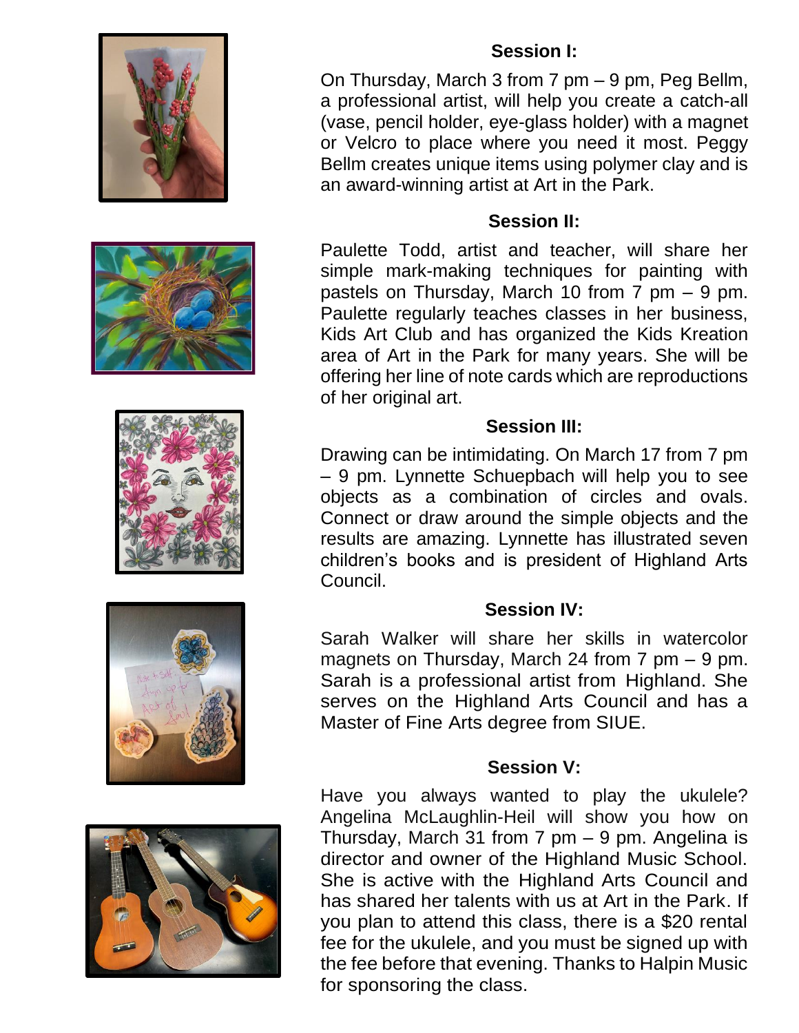## Session I:

On Thursday, March 3 from 7 pm – 9 pm, Peg Bellm, a professional artist, will help you create a catch-all (vase, pencil holder, eye-glass holder) with a magnet or Velcro to place where you need it most. Peggy Bellm creates unique items using polymer clay and is an award-winning artist at Art in the Park.

## Session II:

Paulette Todd, artist and teacher, will share her simple mark-making techniques for painting with pastels on Thursday, March 10 from 7 pm – 9 pm. Paulette regularly teaches classes in her business, Kids Art Club and has organized the Kids Kreation area of Art in the Park for many years. She will be offering her line of note cards which are reproductions of her original art.

## Session III:

Drawing can be intimidating. On March 17 from 7 pm – 9 pm. Lynnette Schuepbach will help you to see objects as a combination of circles and ovals. Connect or draw around the simple objects and the results are amazing. Lynnette has illustrated seven children's books and is president of Highland Arts Council.

## Session IV:

Sarah Walker will share her skills in watercolor magnets on Thursday, March 24 from 7 pm – 9 pm. Sarah is a professional artist from Highland. She serves on the Highland Arts Council and has a Master of Fine Arts degree from SIUE.

## Session V:

Have you always wanted to play the ukulele? Angelina McLaughlin-Heil will show you how on Thursday, March 31 from 7 pm – 9 pm. Angelina is director and owner of the Highland Music School. She is active with the Highland Arts Council and has shared her talents with us at Art in the Park. If you plan to attend this class, there is a $20 rental fee for the ukulele, and you must be signed up with the fee before that evening. Thanks to Halpin Music for sponsoring the class.